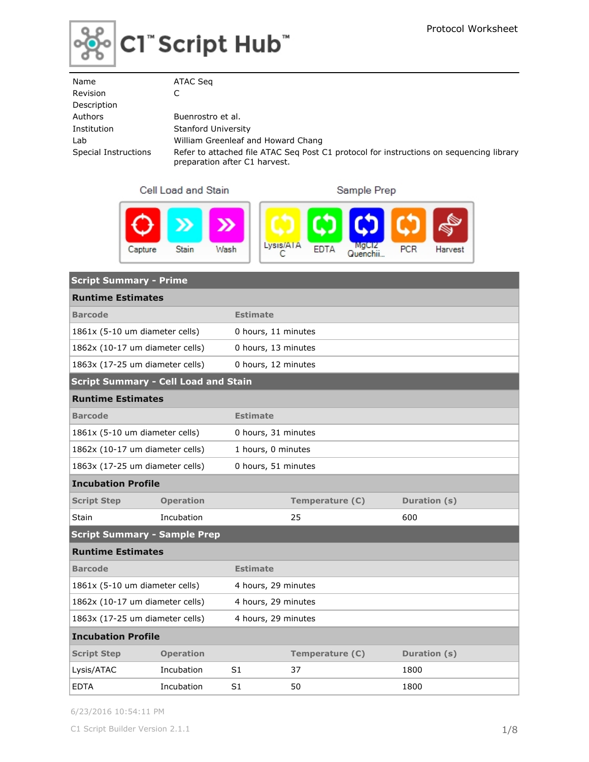# C1™ Script Hub™

Protocol Worksheet

| | |
|---|---|
| Name | ATAC Seq |
| Revision | C |
| Description | |
| Authors | Buenrostro et al. |
| Institution | Stanford University |
| Lab | William Greenleaf and Howard Chang |
| Special Instructions | Refer to attached file ATAC Seq Post C1 protocol for instructions on sequencing library preparation after C1 harvest. |

**Cell Load and Stain:** Capture, Stain, Wash

**Sample Prep:** Lysis/ATAC, EDTA, MgCl2 Quenchi..., PCR, Harvest

## Script Summary - Prime

### Runtime Estimates

| Barcode | Estimate |
|---|---|
| 1861x (5-10 um diameter cells) | 0 hours, 11 minutes |
| 1862x (10-17 um diameter cells) | 0 hours, 13 minutes |
| 1863x (17-25 um diameter cells) | 0 hours, 12 minutes |

## Script Summary - Cell Load and Stain

### Runtime Estimates

| Barcode | Estimate |
|---|---|
| 1861x (5-10 um diameter cells) | 0 hours, 31 minutes |
| 1862x (10-17 um diameter cells) | 1 hours, 0 minutes |
| 1863x (17-25 um diameter cells) | 0 hours, 51 minutes |

### Incubation Profile

| Script Step | Operation | | Temperature (C) | Duration (s) |
|---|---|---|---|---|
| Stain | Incubation | | 25 | 600 |

## Script Summary - Sample Prep

### Runtime Estimates

| Barcode | Estimate |
|---|---|
| 1861x (5-10 um diameter cells) | 4 hours, 29 minutes |
| 1862x (10-17 um diameter cells) | 4 hours, 29 minutes |
| 1863x (17-25 um diameter cells) | 4 hours, 29 minutes |

### Incubation Profile

| Script Step | Operation | | Temperature (C) | Duration (s) |
|---|---|---|---|---|
| Lysis/ATAC | Incubation | S1 | 37 | 1800 |
| EDTA | Incubation | S1 | 50 | 1800 |

6/23/2016 10:54:11 PM

C1 Script Builder Version 2.1.1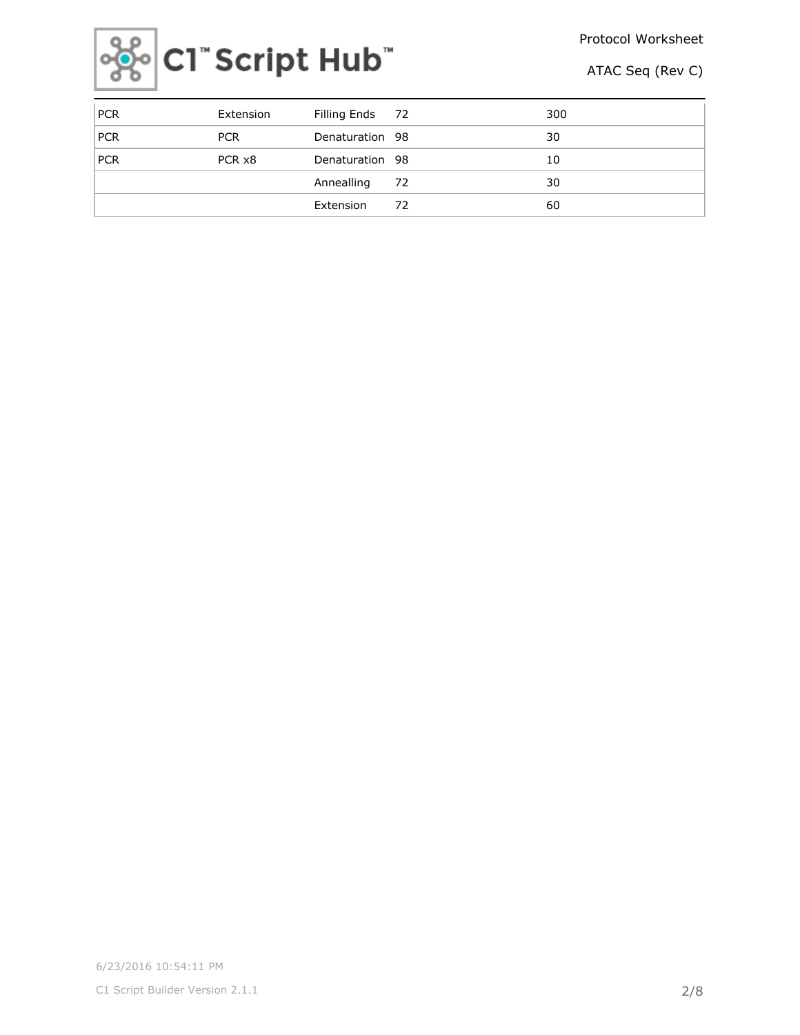| | | | | |
|---|---|---|---|---|
| PCR | Extension | Filling Ends | 72 | 300 |
| PCR | PCR | Denaturation | 98 | 30 |
| PCR | PCR x8 | Denaturation | 98 | 10 |
| | | Annealling | 72 | 30 |
| | | Extension | 72 | 60 |

6/23/2016 10:54:11 PM

C1 Script Builder Version 2.1.1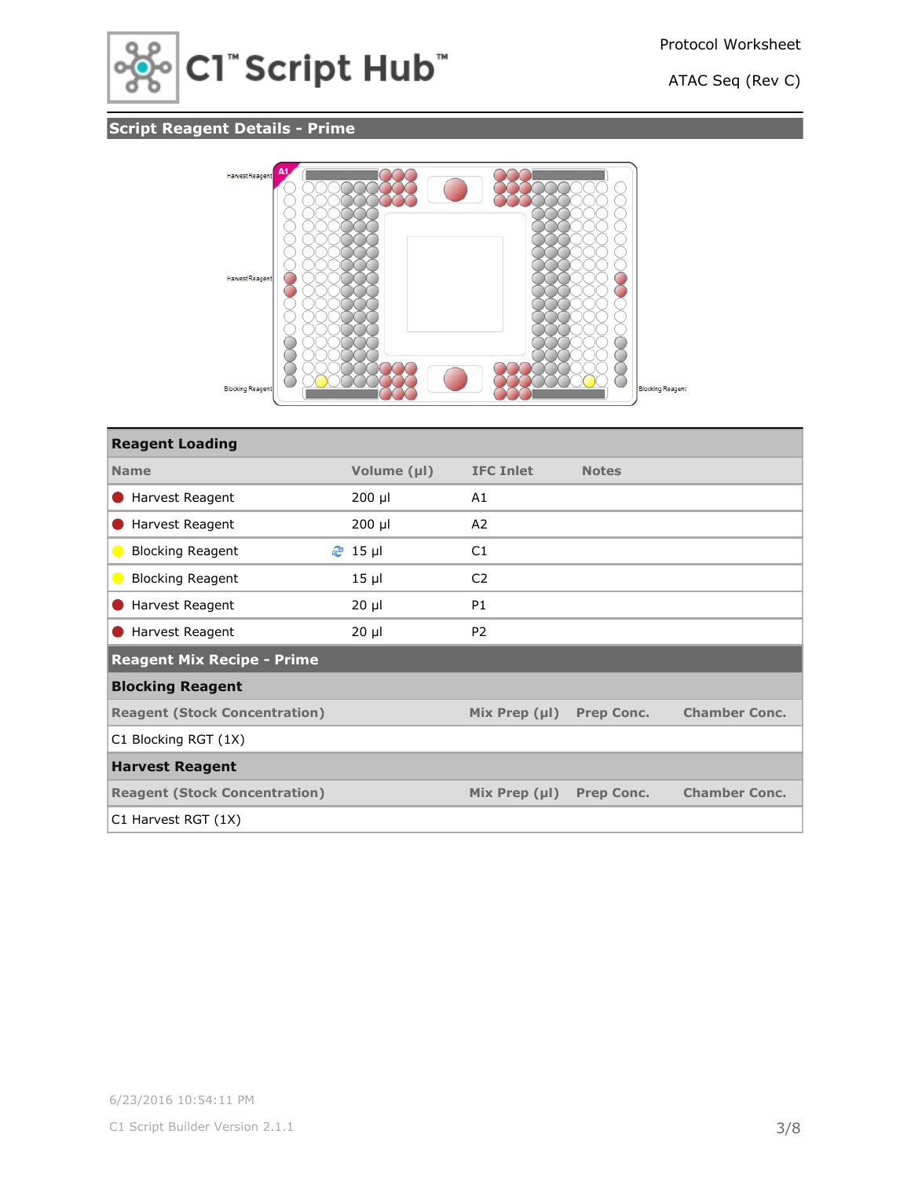## Script Reagent Details - Prime

HarvestReagent
HarvestReagent
Blocking Reagent
Blocking Reagent

| Reagent Loading | | | |
|---|---|---|---|
| **Name** | **Volume (µl)** | **IFC Inlet** | **Notes** |
| Harvest Reagent | 200 µl | A1 | |
| Harvest Reagent | 200 µl | A2 | |
| Blocking Reagent | 15 µl | C1 | |
| Blocking Reagent | 15 µl | C2 | |
| Harvest Reagent | 20 µl | P1 | |
| Harvest Reagent | 20 µl | P2 | |

### Reagent Mix Recipe - Prime

**Blocking Reagent**

| Reagent (Stock Concentration) | Mix Prep (µl) | Prep Conc. | Chamber Conc. |
|---|---|---|---|
| C1 Blocking RGT (1X) | | | |

**Harvest Reagent**

| Reagent (Stock Concentration) | Mix Prep (µl) | Prep Conc. | Chamber Conc. |
|---|---|---|---|
| C1 Harvest RGT (1X) | | | |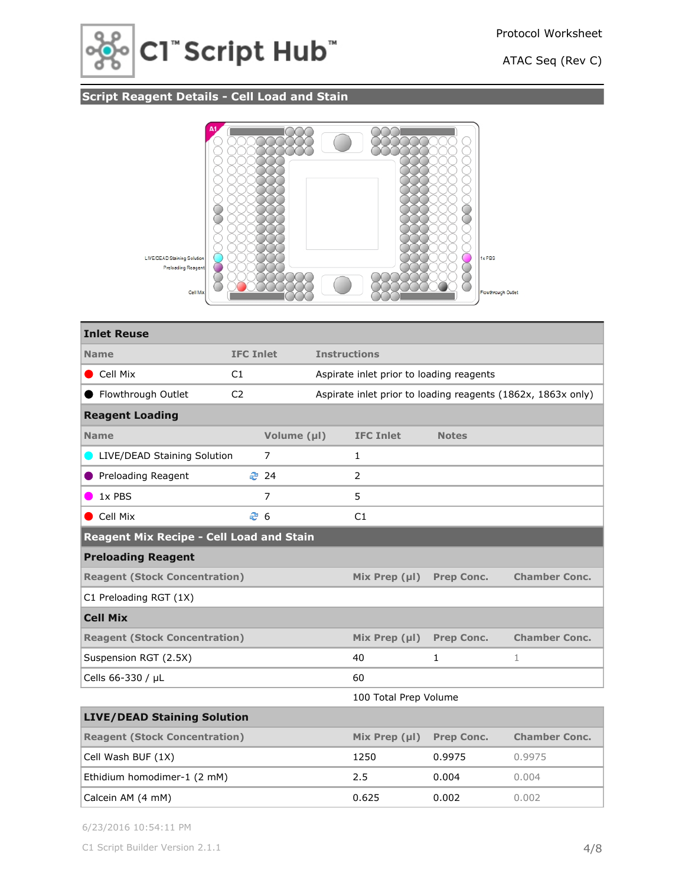Protocol Worksheet

ATAC Seq (Rev C)

## Script Reagent Details - Cell Load and Stain

LIVE/DEAD Staining Solution

Preloading Reagent

Cell Mix

1x PBS

Flowthrough Outlet

### Inlet Reuse

| Name | IFC Inlet | Instructions |
|---|---|---|
| Cell Mix | C1 | Aspirate inlet prior to loading reagents |
| Flowthrough Outlet | C2 | Aspirate inlet prior to loading reagents (1862x, 1863x only) |

### Reagent Loading

| Name | Volume (µl) | IFC Inlet | Notes |
|---|---|---|---|
| LIVE/DEAD Staining Solution | 7 | 1 | |
| Preloading Reagent | 24 | 2 | |
| 1x PBS | 7 | 5 | |
| Cell Mix | 6 | C1 | |

## Reagent Mix Recipe - Cell Load and Stain

### Preloading Reagent

| Reagent (Stock Concentration) | Mix Prep (µl) | Prep Conc. | Chamber Conc. |
|---|---|---|---|
| C1 Preloading RGT (1X) | | | |

### Cell Mix

| Reagent (Stock Concentration) | Mix Prep (µl) | Prep Conc. | Chamber Conc. |
|---|---|---|---|
| Suspension RGT (2.5X) | 40 | 1 | 1 |
| Cells 66-330 / µL | 60 | | |
| | 100 Total Prep Volume | | |

### LIVE/DEAD Staining Solution

| Reagent (Stock Concentration) | Mix Prep (µl) | Prep Conc. | Chamber Conc. |
|---|---|---|---|
| Cell Wash BUF (1X) | 1250 | 0.9975 | 0.9975 |
| Ethidium homodimer-1 (2 mM) | 2.5 | 0.004 | 0.004 |
| Calcein AM (4 mM) | 0.625 | 0.002 | 0.002 |

6/23/2016 10:54:11 PM

C1 Script Builder Version 2.1.1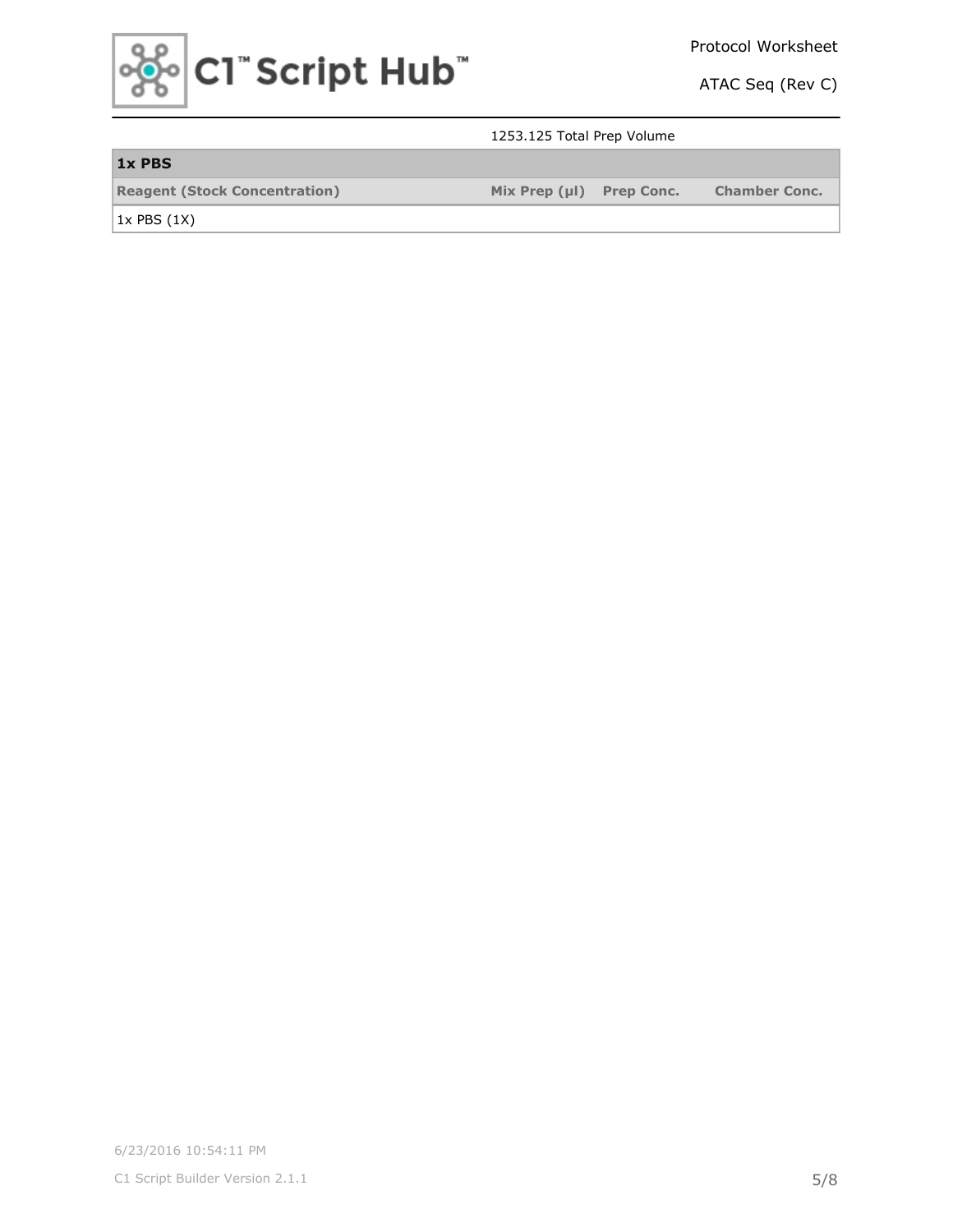1253.125 Total Prep Volume

| 1x PBS | | | |
|---|---|---|---|
| **Reagent (Stock Concentration)** | **Mix Prep (µl)** | **Prep Conc.** | **Chamber Conc.** |
| 1x PBS (1X) | | | |

6/23/2016 10:54:11 PM

C1 Script Builder Version 2.1.1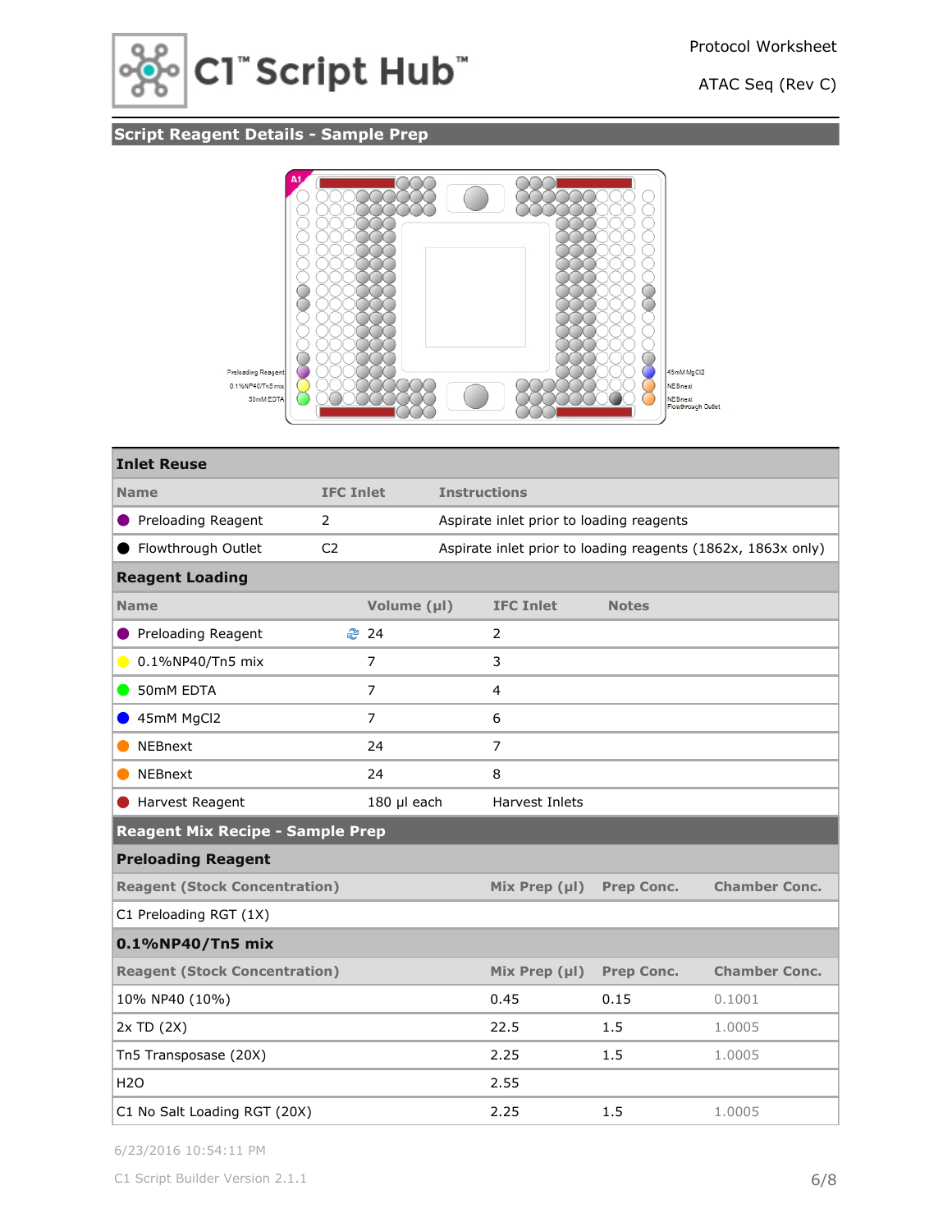Protocol Worksheet

ATAC Seq (Rev C)

## Script Reagent Details - Sample Prep

Preloading Reagent
0.1%NP40/Tn5 mix
50mM EDTA
45mM MgCl2
NEBnext
NEBnext
Flowthrough Outlet

### Inlet Reuse

| Name | IFC Inlet | Instructions |
|---|---|---|
| Preloading Reagent | 2 | Aspirate inlet prior to loading reagents |
| Flowthrough Outlet | C2 | Aspirate inlet prior to loading reagents (1862x, 1863x only) |

### Reagent Loading

| Name | Volume (µl) | IFC Inlet | Notes |
|---|---|---|---|
| Preloading Reagent | 24 | 2 | |
| 0.1%NP40/Tn5 mix | 7 | 3 | |
| 50mM EDTA | 7 | 4 | |
| 45mM MgCl2 | 7 | 6 | |
| NEBnext | 24 | 7 | |
| NEBnext | 24 | 8 | |
| Harvest Reagent | 180 µl each | Harvest Inlets | |

### Reagent Mix Recipe - Sample Prep

#### Preloading Reagent

| Reagent (Stock Concentration) | Mix Prep (µl) | Prep Conc. | Chamber Conc. |
|---|---|---|---|
| C1 Preloading RGT (1X) | | | |

#### 0.1%NP40/Tn5 mix

| Reagent (Stock Concentration) | Mix Prep (µl) | Prep Conc. | Chamber Conc. |
|---|---|---|---|
| 10% NP40 (10%) | 0.45 | 0.15 | 0.1001 |
| 2x TD (2X) | 22.5 | 1.5 | 1.0005 |
| Tn5 Transposase (20X) | 2.25 | 1.5 | 1.0005 |
| H2O | 2.55 | | |
| C1 No Salt Loading RGT (20X) | 2.25 | 1.5 | 1.0005 |

6/23/2016 10:54:11 PM

C1 Script Builder Version 2.1.1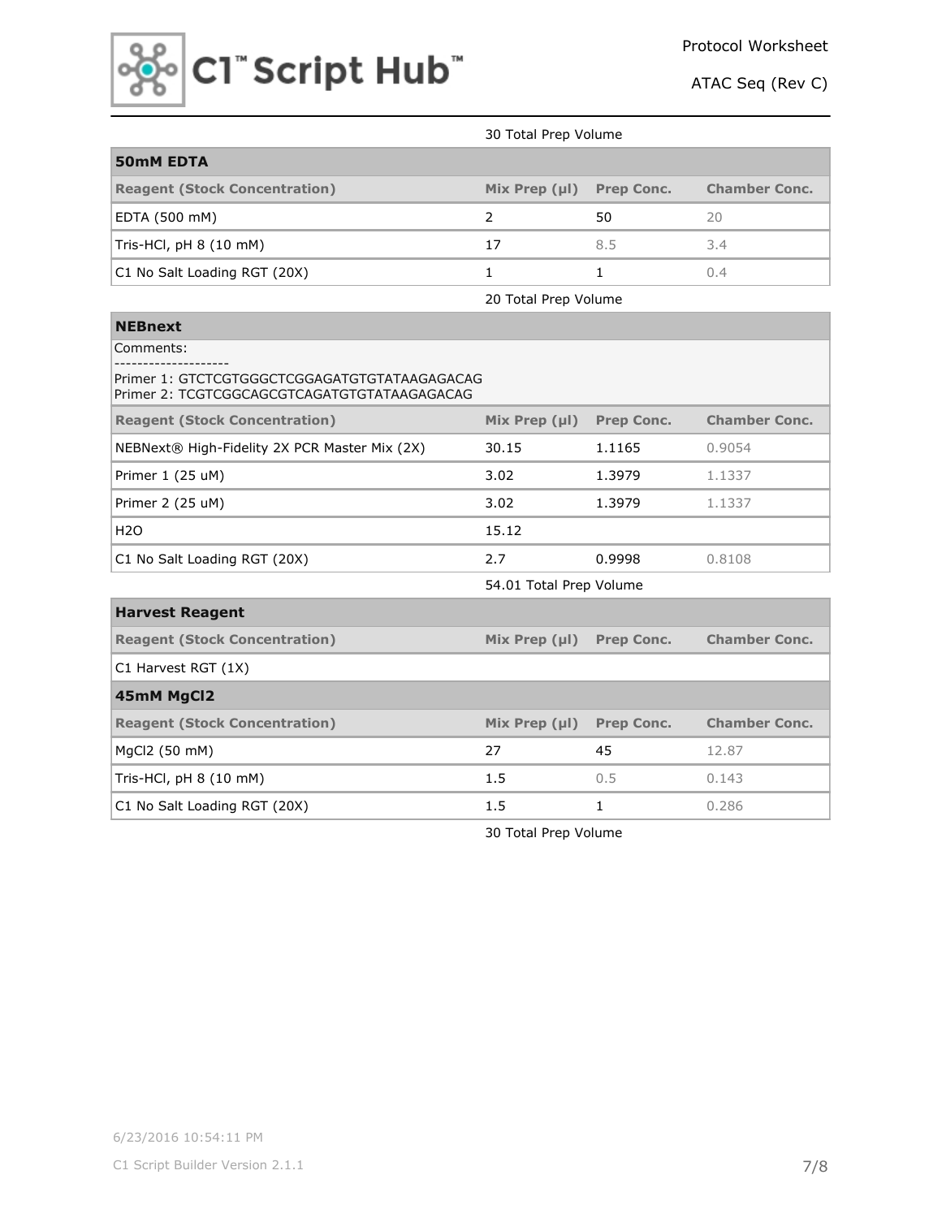30 Total Prep Volume

## 50mM EDTA

| Reagent (Stock Concentration) | Mix Prep (µl) | Prep Conc. | Chamber Conc. |
|---|---|---|---|
| EDTA (500 mM) | 2 | 50 | 20 |
| Tris-HCl, pH 8 (10 mM) | 17 | 8.5 | 3.4 |
| C1 No Salt Loading RGT (20X) | 1 | 1 | 0.4 |

20 Total Prep Volume

## NEBnext

Comments:

--------------------

Primer 1: GTCTCGTGGGCTCGGAGATGTGTATAAGAGACAG
Primer 2: TCGTCGGCAGCGTCAGATGTGTATAAGAGACAG

| Reagent (Stock Concentration) | Mix Prep (µl) | Prep Conc. | Chamber Conc. |
|---|---|---|---|
| NEBNext® High-Fidelity 2X PCR Master Mix (2X) | 30.15 | 1.1165 | 0.9054 |
| Primer 1 (25 uM) | 3.02 | 1.3979 | 1.1337 |
| Primer 2 (25 uM) | 3.02 | 1.3979 | 1.1337 |
| $H_2O$ | 15.12 | | |
| C1 No Salt Loading RGT (20X) | 2.7 | 0.9998 | 0.8108 |

54.01 Total Prep Volume

## Harvest Reagent

| Reagent (Stock Concentration) | Mix Prep (µl) | Prep Conc. | Chamber Conc. |
|---|---|---|---|
| C1 Harvest RGT (1X) | | | |

## 45mM $MgCl_2$

| Reagent (Stock Concentration) | Mix Prep (µl) | Prep Conc. | Chamber Conc. |
|---|---|---|---|
| $MgCl_2$ (50 mM) | 27 | 45 | 12.87 |
| Tris-HCl, pH 8 (10 mM) | 1.5 | 0.5 | 0.143 |
| C1 No Salt Loading RGT (20X) | 1.5 | 1 | 0.286 |

30 Total Prep Volume

6/23/2016 10:54:11 PM

C1 Script Builder Version 2.1.1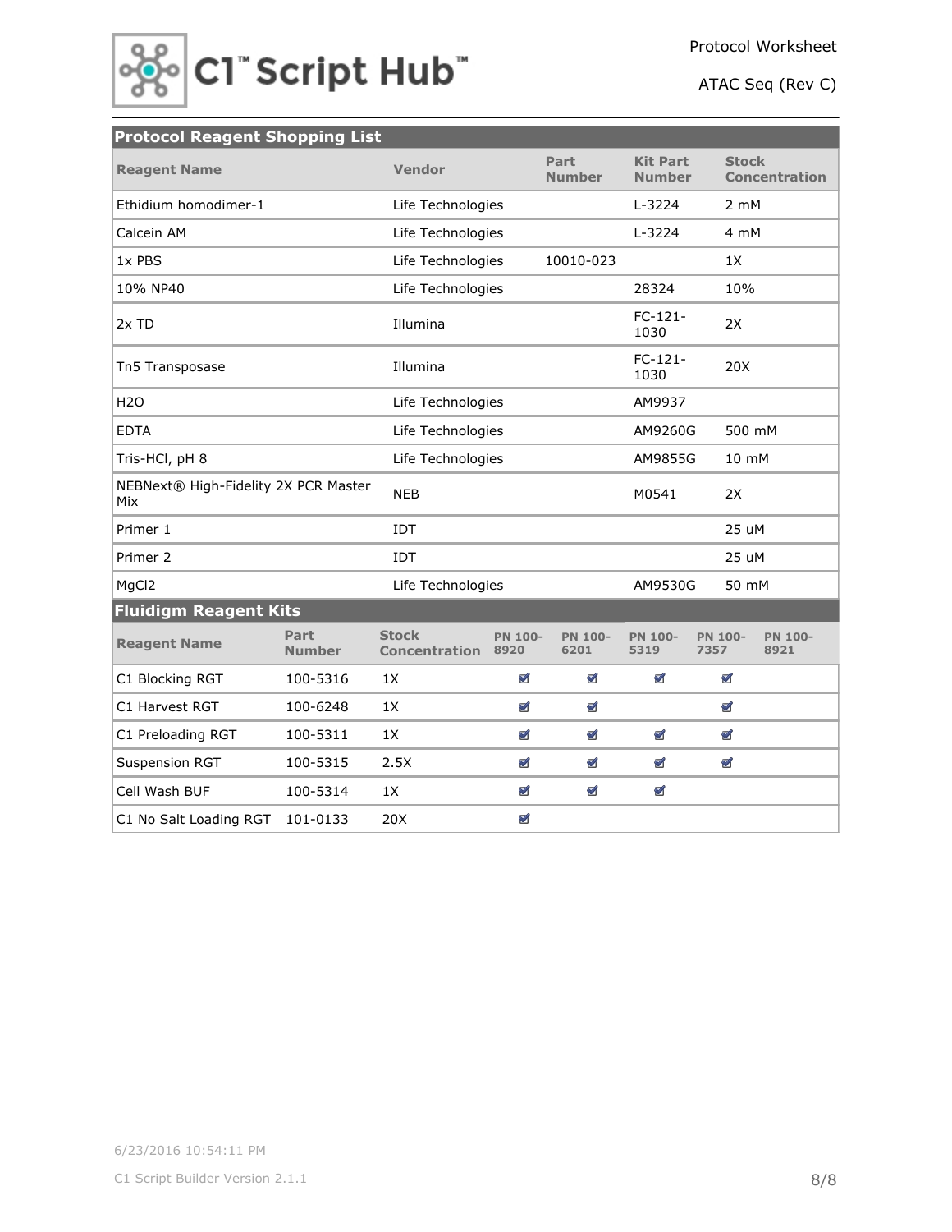## Protocol Reagent Shopping List

| Reagent Name | Vendor | Part Number | Kit Part Number | Stock Concentration |
|---|---|---|---|---|
| Ethidium homodimer-1 | Life Technologies | | L-3224 | 2 mM |
| Calcein AM | Life Technologies | | L-3224 | 4 mM |
| 1x PBS | Life Technologies | 10010-023 | | 1X |
| 10% NP40 | Life Technologies | | 28324 | 10% |
| 2x TD | Illumina | | FC-121-1030 | 2X |
| Tn5 Transposase | Illumina | | FC-121-1030 | 20X |
| $H_2O$ | Life Technologies | | AM9937 | |
| EDTA | Life Technologies | | AM9260G | 500 mM |
| Tris-HCl, pH 8 | Life Technologies | | AM9855G | 10 mM |
| NEBNext® High-Fidelity 2X PCR Master Mix | NEB | | M0541 | 2X |
| Primer 1 | IDT | | | 25 uM |
| Primer 2 | IDT | | | 25 uM |
| $MgCl_2$ | Life Technologies | | AM9530G | 50 mM |

## Fluidigm Reagent Kits

| Reagent Name | Part Number | Stock Concentration | PN 100-8920 | PN 100-6201 | PN 100-5319 | PN 100-7357 | PN 100-8921 |
|---|---|---|---|---|---|---|---|
| C1 Blocking RGT | 100-5316 | 1X | ☑ | ☑ | ☑ | ☑ | |
| C1 Harvest RGT | 100-6248 | 1X | ☑ | ☑ | | ☑ | |
| C1 Preloading RGT | 100-5311 | 1X | ☑ | ☑ | ☑ | ☑ | |
| Suspension RGT | 100-5315 | 2.5X | ☑ | ☑ | ☑ | ☑ | |
| Cell Wash BUF | 100-5314 | 1X | ☑ | ☑ | ☑ | | |
| C1 No Salt Loading RGT | 101-0133 | 20X | ☑ | | | | |